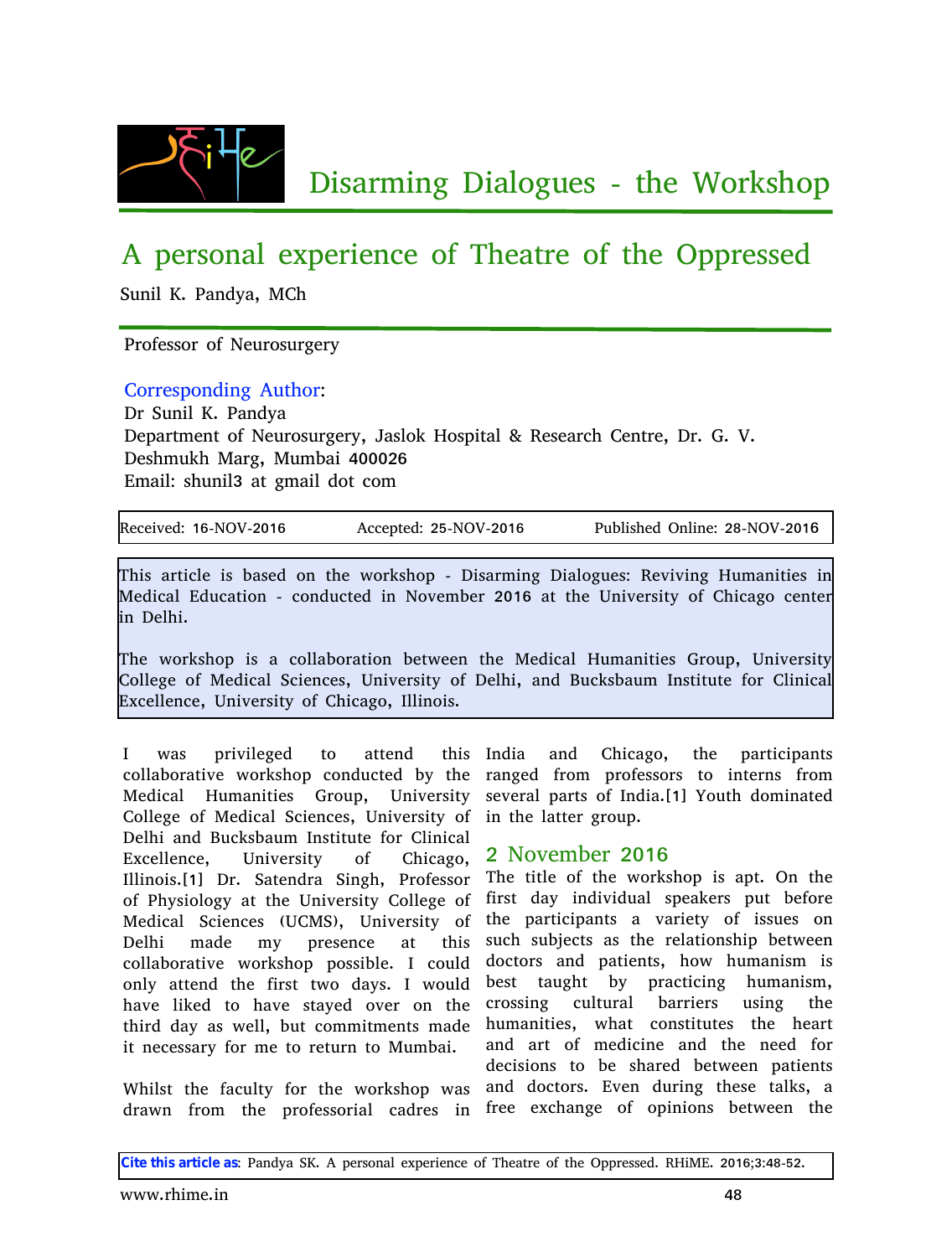# Disarming Dialogues - the Workshop

## A personal experience of Theatre of the Oppressed

Sunil K. Pandya, MCh

Professor of Neurosurgery

Corresponding Author:
Dr Sunil K. Pandya
Department of Neurosurgery, Jaslok Hospital & Research Centre, Dr. G. V. Deshmukh Marg, Mumbai 400026
Email: shunil3 at gmail dot com

Received: 16-NOV-2016 Accepted: 25-NOV-2016 Published Online: 28-NOV-2016

This article is based on the workshop - Disarming Dialogues: Reviving Humanities in Medical Education - conducted in November 2016 at the University of Chicago center in Delhi.

The workshop is a collaboration between the Medical Humanities Group, University College of Medical Sciences, University of Delhi, and Bucksbaum Institute for Clinical Excellence, University of Chicago, Illinois.

I was privileged to attend this collaborative workshop conducted by the Medical Humanities Group, University College of Medical Sciences, University of Delhi and Bucksbaum Institute for Clinical Excellence, University of Chicago, Illinois.[1] Dr. Satendra Singh, Professor of Physiology at the University College of Medical Sciences (UCMS), University of Delhi made my presence at this collaborative workshop possible. I could only attend the first two days. I would have liked to have stayed over on the third day as well, but commitments made it necessary for me to return to Mumbai.

Whilst the faculty for the workshop was drawn from the professorial cadres in India and Chicago, the participants ranged from professors to interns from several parts of India.[1] Youth dominated in the latter group.

### 2 November 2016

The title of the workshop is apt. On the first day individual speakers put before the participants a variety of issues on such subjects as the relationship between doctors and patients, how humanism is best taught by practicing humanism, crossing cultural barriers using the humanities, what constitutes the heart and art of medicine and the need for decisions to be shared between patients and doctors. Even during these talks, a free exchange of opinions between the

Cite this article as: Pandya SK. A personal experience of Theatre of the Oppressed. RHiME. 2016;3:48-52.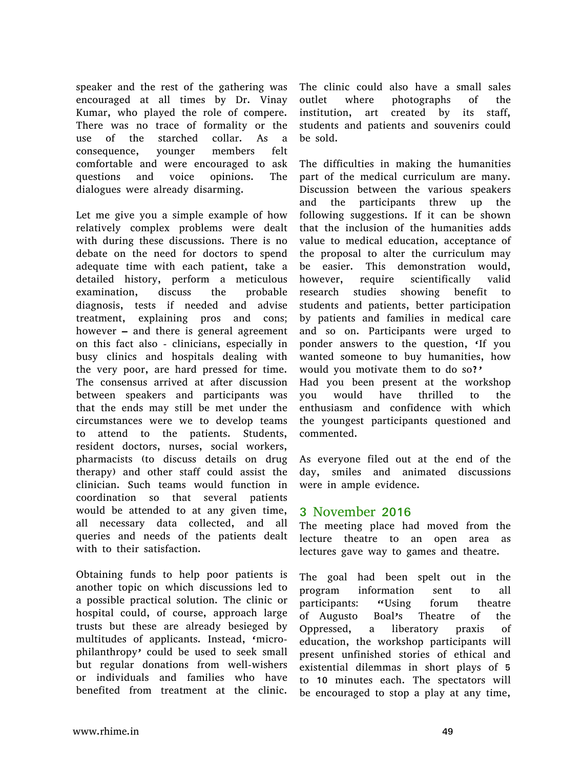speaker and the rest of the gathering was encouraged at all times by Dr. Vinay Kumar, who played the role of compere. There was no trace of formality or the use of the starched collar. As a consequence, younger members felt comfortable and were encouraged to ask questions and voice opinions. The dialogues were already disarming.

Let me give you a simple example of how relatively complex problems were dealt with during these discussions. There is no debate on the need for doctors to spend adequate time with each patient, take a detailed history, perform a meticulous examination, discuss the probable diagnosis, tests if needed and advise treatment, explaining pros and cons; however – and there is general agreement on this fact also - clinicians, especially in busy clinics and hospitals dealing with the very poor, are hard pressed for time. The consensus arrived at after discussion between speakers and participants was that the ends may still be met under the circumstances were we to develop teams to attend to the patients. Students, resident doctors, nurses, social workers, pharmacists (to discuss details on drug therapy) and other staff could assist the clinician. Such teams would function in coordination so that several patients would be attended to at any given time, all necessary data collected, and all queries and needs of the patients dealt with to their satisfaction.

Obtaining funds to help poor patients is another topic on which discussions led to a possible practical solution. The clinic or hospital could, of course, approach large trusts but these are already besieged by multitudes of applicants. Instead, 'micro-philanthropy' could be used to seek small but regular donations from well-wishers or individuals and families who have benefited from treatment at the clinic. The clinic could also have a small sales outlet where photographs of the institution, art created by its staff, students and patients and souvenirs could be sold.

The difficulties in making the humanities part of the medical curriculum are many. Discussion between the various speakers and the participants threw up the following suggestions. If it can be shown that the inclusion of the humanities adds value to medical education, acceptance of the proposal to alter the curriculum may be easier. This demonstration would, however, require scientifically valid research studies showing benefit to students and patients, better participation by patients and families in medical care and so on. Participants were urged to ponder answers to the question, 'If you wanted someone to buy humanities, how would you motivate them to do so?'

Had you been present at the workshop you would have thrilled to the enthusiasm and confidence with which the youngest participants questioned and commented.

As everyone filed out at the end of the day, smiles and animated discussions were in ample evidence.

## 3 November 2016

The meeting place had moved from the lecture theatre to an open area as lectures gave way to games and theatre.

The goal had been spelt out in the program information sent to all participants: "Using forum theatre of Augusto Boal's Theatre of the Oppressed, a liberatory praxis of education, the workshop participants will present unfinished stories of ethical and existential dilemmas in short plays of 5 to 10 minutes each. The spectators will be encouraged to stop a play at any time,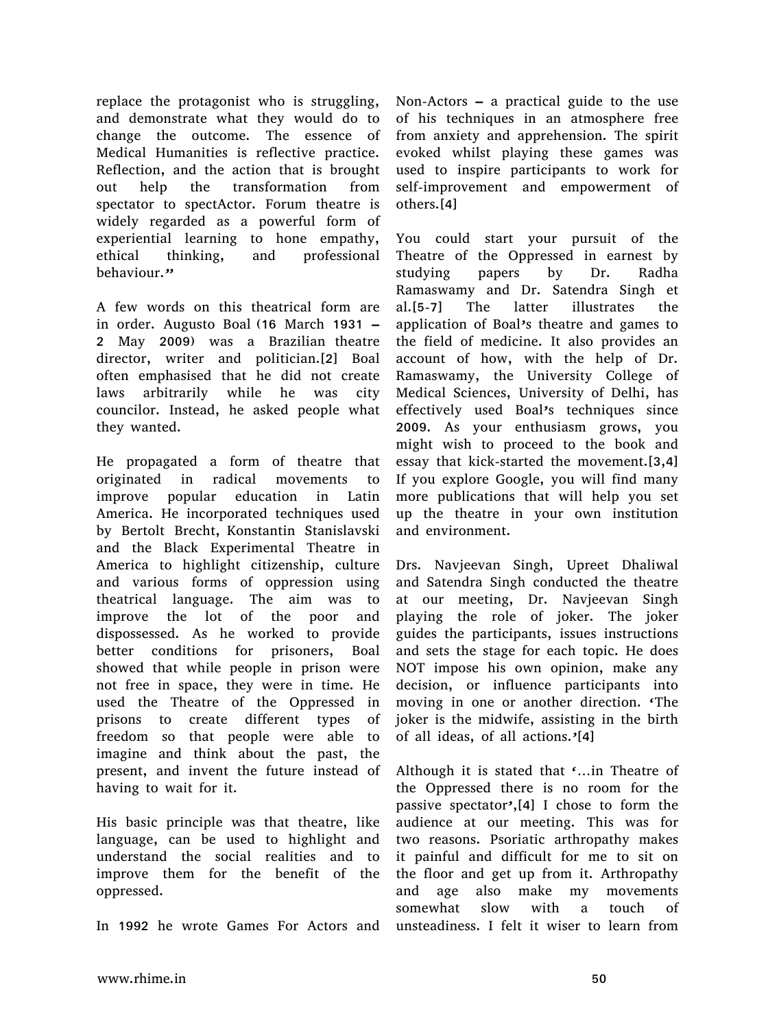replace the protagonist who is struggling, and demonstrate what they would do to change the outcome. The essence of Medical Humanities is reflective practice. Reflection, and the action that is brought out help the transformation from spectator to spectActor. Forum theatre is widely regarded as a powerful form of experiential learning to hone empathy, ethical thinking, and professional behaviour."

A few words on this theatrical form are in order. Augusto Boal (16 March 1931 – 2 May 2009) was a Brazilian theatre director, writer and politician.[2] Boal often emphasised that he did not create laws arbitrarily while he was city councilor. Instead, he asked people what they wanted.

He propagated a form of theatre that originated in radical movements to improve popular education in Latin America. He incorporated techniques used by Bertolt Brecht, Konstantin Stanislavski and the Black Experimental Theatre in America to highlight citizenship, culture and various forms of oppression using theatrical language. The aim was to improve the lot of the poor and dispossessed. As he worked to provide better conditions for prisoners, Boal showed that while people in prison were not free in space, they were in time. He used the Theatre of the Oppressed in prisons to create different types of freedom so that people were able to imagine and think about the past, the present, and invent the future instead of having to wait for it.

His basic principle was that theatre, like language, can be used to highlight and understand the social realities and to improve them for the benefit of the oppressed.

In 1992 he wrote Games For Actors and Non-Actors – a practical guide to the use of his techniques in an atmosphere free from anxiety and apprehension. The spirit evoked whilst playing these games was used to inspire participants to work for self-improvement and empowerment of others.[4]

You could start your pursuit of the Theatre of the Oppressed in earnest by studying papers by Dr. Radha Ramaswamy and Dr. Satendra Singh et al.[5-7] The latter illustrates the application of Boal's theatre and games to the field of medicine. It also provides an account of how, with the help of Dr. Ramaswamy, the University College of Medical Sciences, University of Delhi, has effectively used Boal's techniques since 2009. As your enthusiasm grows, you might wish to proceed to the book and essay that kick-started the movement.[3,4] If you explore Google, you will find many more publications that will help you set up the theatre in your own institution and environment.

Drs. Navjeevan Singh, Upreet Dhaliwal and Satendra Singh conducted the theatre at our meeting, Dr. Navjeevan Singh playing the role of joker. The joker guides the participants, issues instructions and sets the stage for each topic. He does NOT impose his own opinion, make any decision, or influence participants into moving in one or another direction. 'The joker is the midwife, assisting in the birth of all ideas, of all actions.'[4]

Although it is stated that '…in Theatre of the Oppressed there is no room for the passive spectator',[4] I chose to form the audience at our meeting. This was for two reasons. Psoriatic arthropathy makes it painful and difficult for me to sit on the floor and get up from it. Arthropathy and age also make my movements somewhat slow with a touch of unsteadiness. I felt it wiser to learn from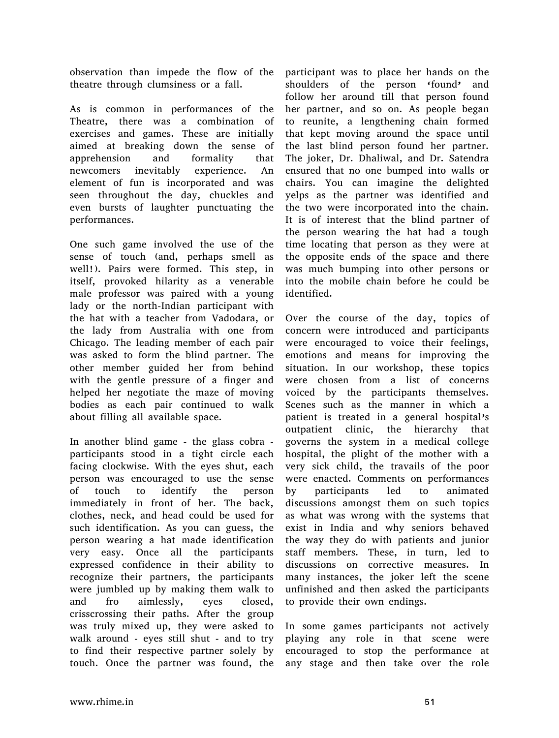observation than impede the flow of the theatre through clumsiness or a fall.

As is common in performances of the Theatre, there was a combination of exercises and games. These are initially aimed at breaking down the sense of apprehension and formality that newcomers inevitably experience. An element of fun is incorporated and was seen throughout the day, chuckles and even bursts of laughter punctuating the performances.

One such game involved the use of the sense of touch (and, perhaps smell as well!). Pairs were formed. This step, in itself, provoked hilarity as a venerable male professor was paired with a young lady or the north-Indian participant with the hat with a teacher from Vadodara, or the lady from Australia with one from Chicago. The leading member of each pair was asked to form the blind partner. The other member guided her from behind with the gentle pressure of a finger and helped her negotiate the maze of moving bodies as each pair continued to walk about filling all available space.

In another blind game - the glass cobra - participants stood in a tight circle each facing clockwise. With the eyes shut, each person was encouraged to use the sense of touch to identify the person immediately in front of her. The back, clothes, neck, and head could be used for such identification. As you can guess, the person wearing a hat made identification very easy. Once all the participants expressed confidence in their ability to recognize their partners, the participants were jumbled up by making them walk to and fro aimlessly, eyes closed, crisscrossing their paths. After the group was truly mixed up, they were asked to walk around - eyes still shut - and to try to find their respective partner solely by touch. Once the partner was found, the participant was to place her hands on the shoulders of the person 'found' and follow her around till that person found her partner, and so on. As people began to reunite, a lengthening chain formed that kept moving around the space until the last blind person found her partner. The joker, Dr. Dhaliwal, and Dr. Satendra ensured that no one bumped into walls or chairs. You can imagine the delighted yelps as the partner was identified and the two were incorporated into the chain. It is of interest that the blind partner of the person wearing the hat had a tough time locating that person as they were at the opposite ends of the space and there was much bumping into other persons or into the mobile chain before he could be identified.

Over the course of the day, topics of concern were introduced and participants were encouraged to voice their feelings, emotions and means for improving the situation. In our workshop, these topics were chosen from a list of concerns voiced by the participants themselves. Scenes such as the manner in which a patient is treated in a general hospital's outpatient clinic, the hierarchy that governs the system in a medical college hospital, the plight of the mother with a very sick child, the travails of the poor were enacted. Comments on performances by participants led to animated discussions amongst them on such topics as what was wrong with the systems that exist in India and why seniors behaved the way they do with patients and junior staff members. These, in turn, led to discussions on corrective measures. In many instances, the joker left the scene unfinished and then asked the participants to provide their own endings.

In some games participants not actively playing any role in that scene were encouraged to stop the performance at any stage and then take over the role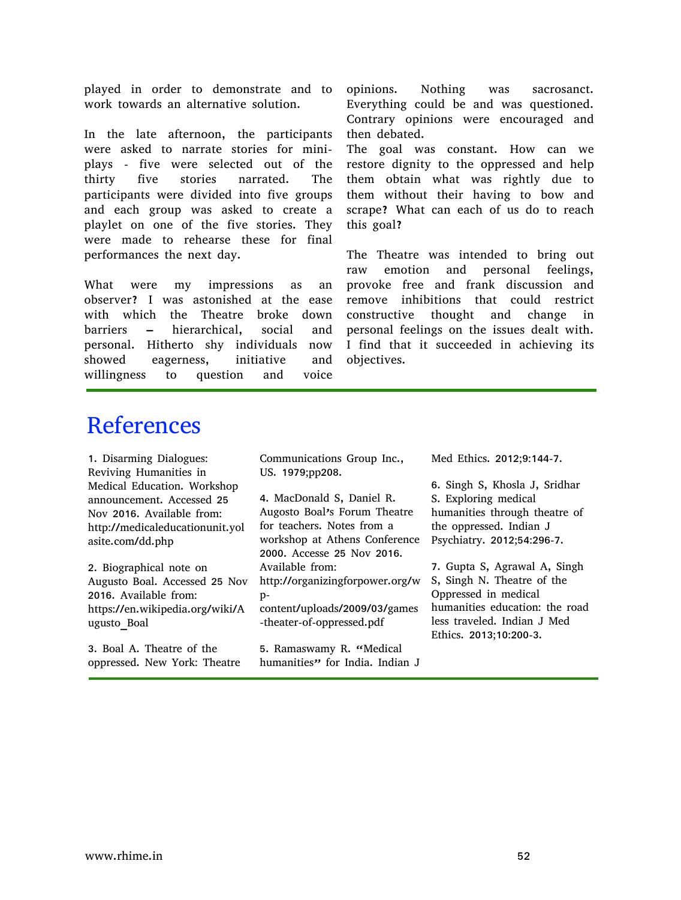played in order to demonstrate and to work towards an alternative solution.

In the late afternoon, the participants were asked to narrate stories for mini-plays - five were selected out of the thirty five stories narrated. The participants were divided into five groups and each group was asked to create a playlet on one of the five stories. They were made to rehearse these for final performances the next day.

What were my impressions as an observer? I was astonished at the ease with which the Theatre broke down barriers – hierarchical, social and personal. Hitherto shy individuals now showed eagerness, initiative and willingness to question and voice opinions. Nothing was sacrosanct. Everything could be and was questioned. Contrary opinions were encouraged and then debated.

The goal was constant. How can we restore dignity to the oppressed and help them obtain what was rightly due to them without their having to bow and scrape? What can each of us do to reach this goal?

The Theatre was intended to bring out raw emotion and personal feelings, provoke free and frank discussion and remove inhibitions that could restrict constructive thought and change in personal feelings on the issues dealt with. I find that it succeeded in achieving its objectives.

# References

1. Disarming Dialogues: Reviving Humanities in Medical Education. Workshop announcement. Accessed 25 Nov 2016. Available from: http://medicaleducationunit.yolasite.com/dd.php

2. Biographical note on Augusto Boal. Accessed 25 Nov 2016. Available from: https://en.wikipedia.org/wiki/Augusto_Boal

3. Boal A. Theatre of the oppressed. New York: Theatre Communications Group Inc., US. 1979;pp208.

4. MacDonald S, Daniel R. Augosto Boal's Forum Theatre for teachers. Notes from a workshop at Athens Conference 2000. Accesse 25 Nov 2016. Available from: http://organizingforpower.org/wp-content/uploads/2009/03/games-theater-of-oppressed.pdf

5. Ramaswamy R. "Medical humanities" for India. Indian J Med Ethics. 2012;9:144-7.

6. Singh S, Khosla J, Sridhar S. Exploring medical humanities through theatre of the oppressed. Indian J Psychiatry. 2012;54:296-7.

7. Gupta S, Agrawal A, Singh S, Singh N. Theatre of the Oppressed in medical humanities education: the road less traveled. Indian J Med Ethics. 2013;10:200-3.